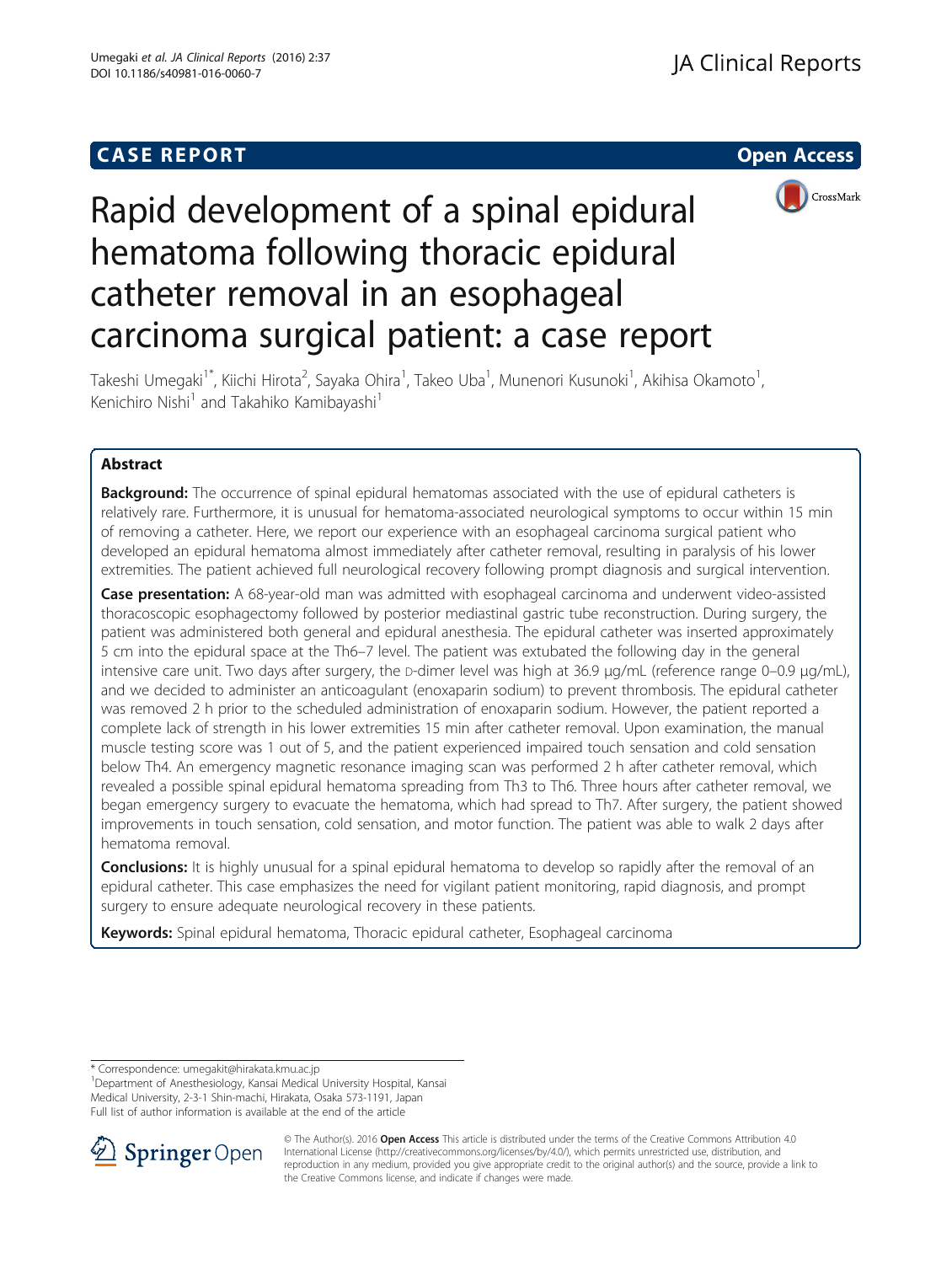**CASE REPORT** **Open Access**

# Rapid development of a spinal epidural hematoma following thoracic epidural catheter removal in an esophageal carcinoma surgical patient: a case report

Takeshi Umegaki[1*], Kiichi Hirota[2], Sayaka Ohira[1], Takeo Uba[1], Munenori Kusunoki[1], Akihisa Okamoto[1], Kenichiro Nishi[1] and Takahiko Kamibayashi[1]

## Abstract

**Background:** The occurrence of spinal epidural hematomas associated with the use of epidural catheters is relatively rare. Furthermore, it is unusual for hematoma-associated neurological symptoms to occur within 15 min of removing a catheter. Here, we report our experience with an esophageal carcinoma surgical patient who developed an epidural hematoma almost immediately after catheter removal, resulting in paralysis of his lower extremities. The patient achieved full neurological recovery following prompt diagnosis and surgical intervention.

**Case presentation:** A 68-year-old man was admitted with esophageal carcinoma and underwent video-assisted thoracoscopic esophagectomy followed by posterior mediastinal gastric tube reconstruction. During surgery, the patient was administered both general and epidural anesthesia. The epidural catheter was inserted approximately 5 cm into the epidural space at the Th6–7 level. The patient was extubated the following day in the general intensive care unit. Two days after surgery, the D-dimer level was high at 36.9 μg/mL (reference range 0–0.9 μg/mL), and we decided to administer an anticoagulant (enoxaparin sodium) to prevent thrombosis. The epidural catheter was removed 2 h prior to the scheduled administration of enoxaparin sodium. However, the patient reported a complete lack of strength in his lower extremities 15 min after catheter removal. Upon examination, the manual muscle testing score was 1 out of 5, and the patient experienced impaired touch sensation and cold sensation below Th4. An emergency magnetic resonance imaging scan was performed 2 h after catheter removal, which revealed a possible spinal epidural hematoma spreading from Th3 to Th6. Three hours after catheter removal, we began emergency surgery to evacuate the hematoma, which had spread to Th7. After surgery, the patient showed improvements in touch sensation, cold sensation, and motor function. The patient was able to walk 2 days after hematoma removal.

**Conclusions:** It is highly unusual for a spinal epidural hematoma to develop so rapidly after the removal of an epidural catheter. This case emphasizes the need for vigilant patient monitoring, rapid diagnosis, and prompt surgery to ensure adequate neurological recovery in these patients.

**Keywords:** Spinal epidural hematoma, Thoracic epidural catheter, Esophageal carcinoma

* Correspondence: umegakit@hirakata.kmu.ac.jp
[1]Department of Anesthesiology, Kansai Medical University Hospital, Kansai Medical University, 2-3-1 Shin-machi, Hirakata, Osaka 573-1191, Japan
Full list of author information is available at the end of the article

© The Author(s). 2016 **Open Access** This article is distributed under the terms of the Creative Commons Attribution 4.0 International License (http://creativecommons.org/licenses/by/4.0/), which permits unrestricted use, distribution, and reproduction in any medium, provided you give appropriate credit to the original author(s) and the source, provide a link to the Creative Commons license, and indicate if changes were made.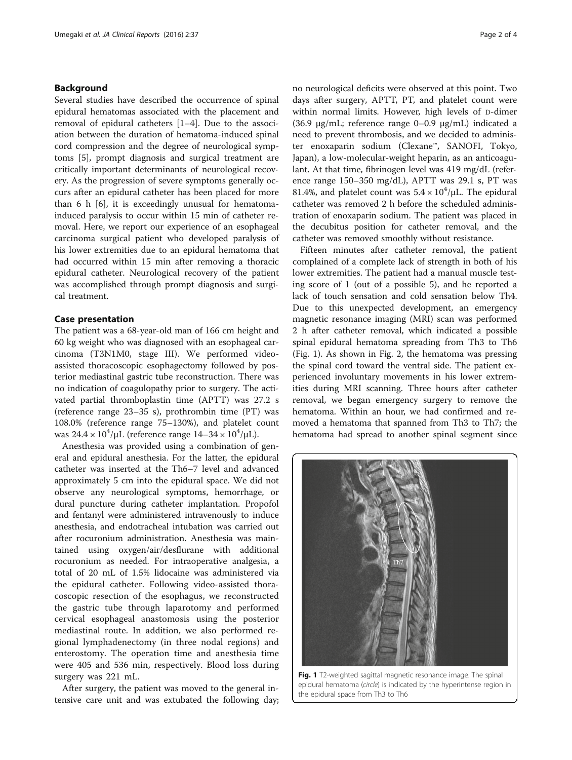## Background

Several studies have described the occurrence of spinal epidural hematomas associated with the placement and removal of epidural catheters [1–4]. Due to the association between the duration of hematoma-induced spinal cord compression and the degree of neurological symptoms [5], prompt diagnosis and surgical treatment are critically important determinants of neurological recovery. As the progression of severe symptoms generally occurs after an epidural catheter has been placed for more than 6 h [6], it is exceedingly unusual for hematoma-induced paralysis to occur within 15 min of catheter removal. Here, we report our experience of an esophageal carcinoma surgical patient who developed paralysis of his lower extremities due to an epidural hematoma that had occurred within 15 min after removing a thoracic epidural catheter. Neurological recovery of the patient was accomplished through prompt diagnosis and surgical treatment.

## Case presentation

The patient was a 68-year-old man of 166 cm height and 60 kg weight who was diagnosed with an esophageal carcinoma (T3N1M0, stage III). We performed video-assisted thoracoscopic esophagectomy followed by posterior mediastinal gastric tube reconstruction. There was no indication of coagulopathy prior to surgery. The activated partial thromboplastin time (APTT) was 27.2 s (reference range 23–35 s), prothrombin time (PT) was 108.0% (reference range 75–130%), and platelet count was $24.4 \times 10^4/\mu L$ (reference range $14–34 \times 10^4/\mu L$).

Anesthesia was provided using a combination of general and epidural anesthesia. For the latter, the epidural catheter was inserted at the Th6–7 level and advanced approximately 5 cm into the epidural space. We did not observe any neurological symptoms, hemorrhage, or dural puncture during catheter implantation. Propofol and fentanyl were administered intravenously to induce anesthesia, and endotracheal intubation was carried out after rocuronium administration. Anesthesia was maintained using oxygen/air/desflurane with additional rocuronium as needed. For intraoperative analgesia, a total of 20 mL of 1.5% lidocaine was administered via the epidural catheter. Following video-assisted thoracoscopic resection of the esophagus, we reconstructed the gastric tube through laparotomy and performed cervical esophageal anastomosis using the posterior mediastinal route. In addition, we also performed regional lymphadenectomy (in three nodal regions) and enterostomy. The operation time and anesthesia time were 405 and 536 min, respectively. Blood loss during surgery was 221 mL.

After surgery, the patient was moved to the general intensive care unit and was extubated the following day; no neurological deficits were observed at this point. Two days after surgery, APTT, PT, and platelet count were within normal limits. However, high levels of D-dimer (36.9 μg/mL; reference range 0–0.9 μg/mL) indicated a need to prevent thrombosis, and we decided to administer enoxaparin sodium (Clexane™, SANOFI, Tokyo, Japan), a low-molecular-weight heparin, as an anticoagulant. At that time, fibrinogen level was 419 mg/dL (reference range 150–350 mg/dL), APTT was 29.1 s, PT was 81.4%, and platelet count was $5.4 \times 10^4/\mu L$. The epidural catheter was removed 2 h before the scheduled administration of enoxaparin sodium. The patient was placed in the decubitus position for catheter removal, and the catheter was removed smoothly without resistance.

Fifteen minutes after catheter removal, the patient complained of a complete lack of strength in both of his lower extremities. The patient had a manual muscle testing score of 1 (out of a possible 5), and he reported a lack of touch sensation and cold sensation below Th4. Due to this unexpected development, an emergency magnetic resonance imaging (MRI) scan was performed 2 h after catheter removal, which indicated a possible spinal epidural hematoma spreading from Th3 to Th6 (Fig. 1). As shown in Fig. 2, the hematoma was pressing the spinal cord toward the ventral side. The patient experienced involuntary movements in his lower extremities during MRI scanning. Three hours after catheter removal, we began emergency surgery to remove the hematoma. Within an hour, we had confirmed and removed a hematoma that spanned from Th3 to Th7; the hematoma had spread to another spinal segment since

**Fig. 1** T2-weighted sagittal magnetic resonance image. The spinal epidural hematoma (*circle*) is indicated by the hyperintense region in the epidural space from Th3 to Th6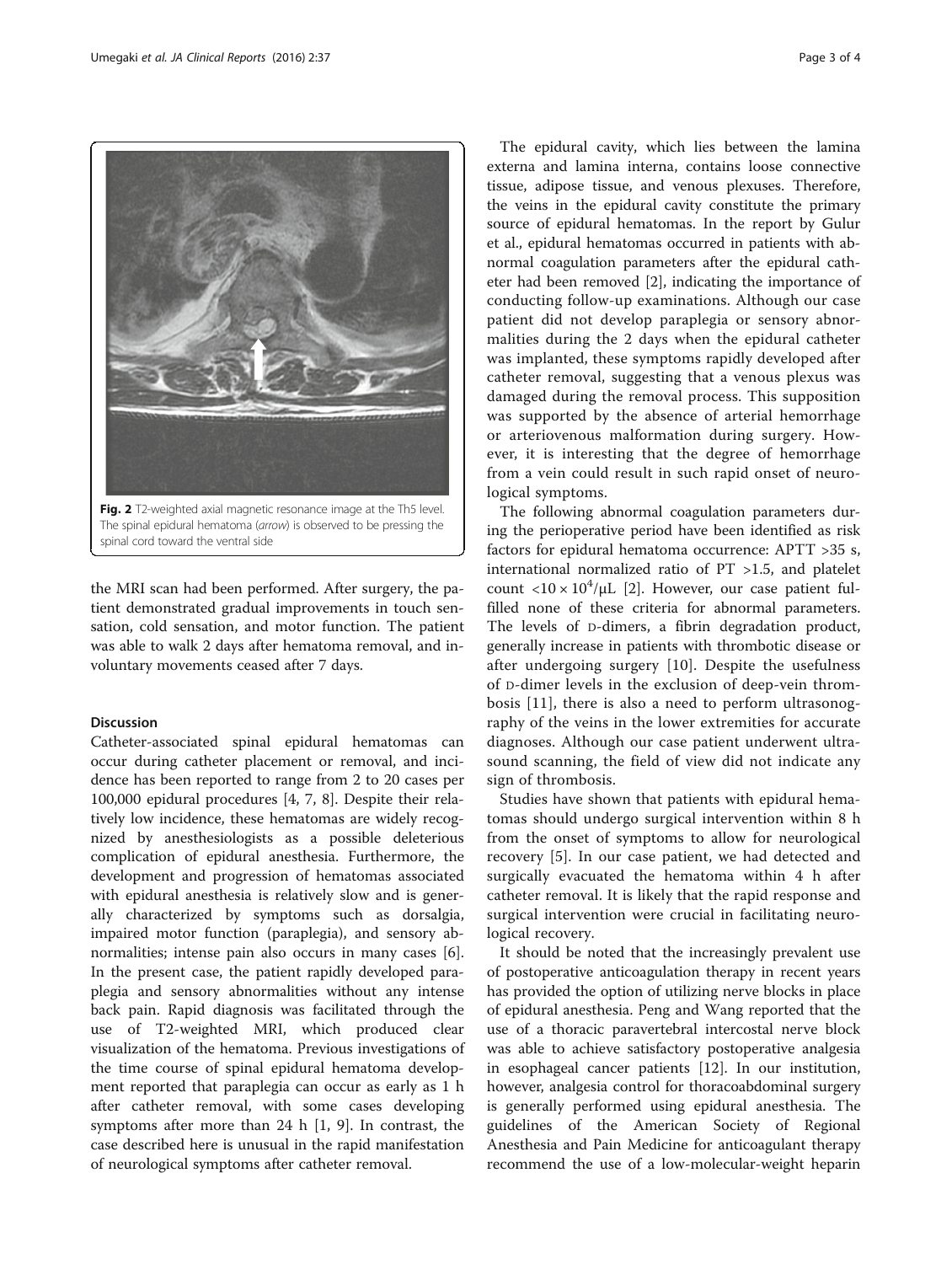Fig. 2 T2-weighted axial magnetic resonance image at the Th5 level. The spinal epidural hematoma (*arrow*) is observed to be pressing the spinal cord toward the ventral side

the MRI scan had been performed. After surgery, the patient demonstrated gradual improvements in touch sensation, cold sensation, and motor function. The patient was able to walk 2 days after hematoma removal, and involuntary movements ceased after 7 days.

## Discussion

Catheter-associated spinal epidural hematomas can occur during catheter placement or removal, and incidence has been reported to range from 2 to 20 cases per 100,000 epidural procedures [4, 7, 8]. Despite their relatively low incidence, these hematomas are widely recognized by anesthesiologists as a possible deleterious complication of epidural anesthesia. Furthermore, the development and progression of hematomas associated with epidural anesthesia is relatively slow and is generally characterized by symptoms such as dorsalgia, impaired motor function (paraplegia), and sensory abnormalities; intense pain also occurs in many cases [6]. In the present case, the patient rapidly developed paraplegia and sensory abnormalities without any intense back pain. Rapid diagnosis was facilitated through the use of T2-weighted MRI, which produced clear visualization of the hematoma. Previous investigations of the time course of spinal epidural hematoma development reported that paraplegia can occur as early as 1 h after catheter removal, with some cases developing symptoms after more than 24 h [1, 9]. In contrast, the case described here is unusual in the rapid manifestation of neurological symptoms after catheter removal.

The epidural cavity, which lies between the lamina externa and lamina interna, contains loose connective tissue, adipose tissue, and venous plexuses. Therefore, the veins in the epidural cavity constitute the primary source of epidural hematomas. In the report by Gulur et al., epidural hematomas occurred in patients with abnormal coagulation parameters after the epidural catheter had been removed [2], indicating the importance of conducting follow-up examinations. Although our case patient did not develop paraplegia or sensory abnormalities during the 2 days when the epidural catheter was implanted, these symptoms rapidly developed after catheter removal, suggesting that a venous plexus was damaged during the removal process. This supposition was supported by the absence of arterial hemorrhage or arteriovenous malformation during surgery. However, it is interesting that the degree of hemorrhage from a vein could result in such rapid onset of neurological symptoms.

The following abnormal coagulation parameters during the perioperative period have been identified as risk factors for epidural hematoma occurrence: APTT >35 s, international normalized ratio of PT >1.5, and platelet count $<10 \times 10^4/\mu L$ [2]. However, our case patient fulfilled none of these criteria for abnormal parameters. The levels of D-dimers, a fibrin degradation product, generally increase in patients with thrombotic disease or after undergoing surgery [10]. Despite the usefulness of D-dimer levels in the exclusion of deep-vein thrombosis [11], there is also a need to perform ultrasonography of the veins in the lower extremities for accurate diagnoses. Although our case patient underwent ultrasound scanning, the field of view did not indicate any sign of thrombosis.

Studies have shown that patients with epidural hematomas should undergo surgical intervention within 8 h from the onset of symptoms to allow for neurological recovery [5]. In our case patient, we had detected and surgically evacuated the hematoma within 4 h after catheter removal. It is likely that the rapid response and surgical intervention were crucial in facilitating neurological recovery.

It should be noted that the increasingly prevalent use of postoperative anticoagulation therapy in recent years has provided the option of utilizing nerve blocks in place of epidural anesthesia. Peng and Wang reported that the use of a thoracic paravertebral intercostal nerve block was able to achieve satisfactory postoperative analgesia in esophageal cancer patients [12]. In our institution, however, analgesia control for thoracoabdominal surgery is generally performed using epidural anesthesia. The guidelines of the American Society of Regional Anesthesia and Pain Medicine for anticoagulant therapy recommend the use of a low-molecular-weight heparin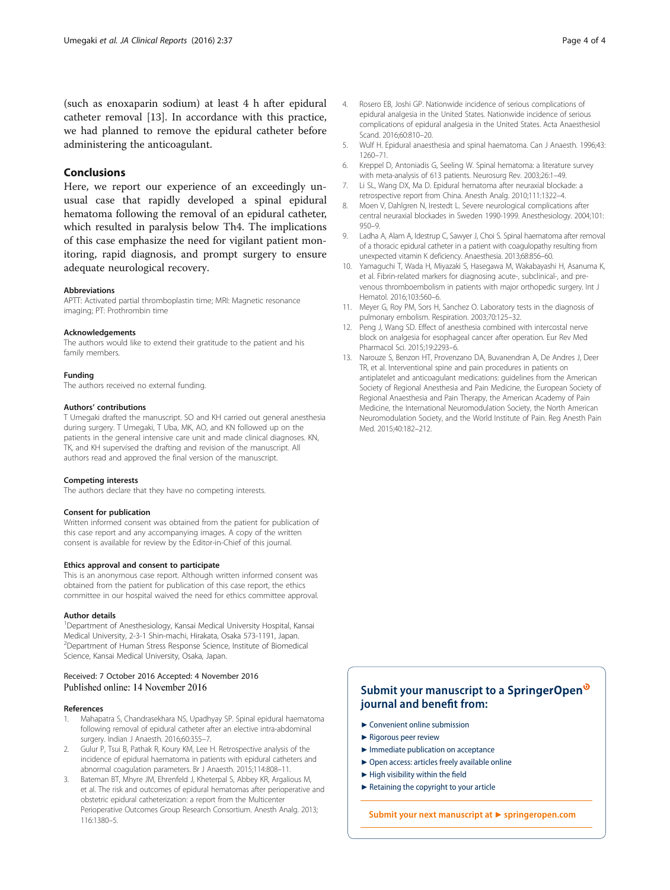(such as enoxaparin sodium) at least 4 h after epidural catheter removal [13]. In accordance with this practice, we had planned to remove the epidural catheter before administering the anticoagulant.

## Conclusions

Here, we report our experience of an exceedingly unusual case that rapidly developed a spinal epidural hematoma following the removal of an epidural catheter, which resulted in paralysis below Th4. The implications of this case emphasize the need for vigilant patient monitoring, rapid diagnosis, and prompt surgery to ensure adequate neurological recovery.

### Abbreviations

APTT: Activated partial thromboplastin time; MRI: Magnetic resonance imaging; PT: Prothrombin time

### Acknowledgements

The authors would like to extend their gratitude to the patient and his family members.

### Funding

The authors received no external funding.

### Authors' contributions

T Umegaki drafted the manuscript. SO and KH carried out general anesthesia during surgery. T Umegaki, T Uba, MK, AO, and KN followed up on the patients in the general intensive care unit and made clinical diagnoses. KN, TK, and KH supervised the drafting and revision of the manuscript. All authors read and approved the final version of the manuscript.

### Competing interests

The authors declare that they have no competing interests.

### Consent for publication

Written informed consent was obtained from the patient for publication of this case report and any accompanying images. A copy of the written consent is available for review by the Editor-in-Chief of this journal.

### Ethics approval and consent to participate

This is an anonymous case report. Although written informed consent was obtained from the patient for publication of this case report, the ethics committee in our hospital waived the need for ethics committee approval.

### Author details

[1]Department of Anesthesiology, Kansai Medical University Hospital, Kansai Medical University, 2-3-1 Shin-machi, Hirakata, Osaka 573-1191, Japan. [2]Department of Human Stress Response Science, Institute of Biomedical Science, Kansai Medical University, Osaka, Japan.

Received: 7 October 2016 Accepted: 4 November 2016
Published online: 14 November 2016

### References

1. Mahapatra S, Chandrasekhara NS, Upadhyay SP. Spinal epidural haematoma following removal of epidural catheter after an elective intra-abdominal surgery. Indian J Anaesth. 2016;60:355–7.
2. Gulur P, Tsui B, Pathak R, Koury KM, Lee H. Retrospective analysis of the incidence of epidural haematoma in patients with epidural catheters and abnormal coagulation parameters. Br J Anaesth. 2015;114:808–11.
3. Bateman BT, Mhyre JM, Ehrenfeld J, Kheterpal S, Abbey KR, Argalious M, et al. The risk and outcomes of epidural hematomas after perioperative and obstetric epidural catheterization: a report from the Multicenter Perioperative Outcomes Group Research Consortium. Anesth Analg. 2013; 116:1380–5.
4. Rosero EB, Joshi GP. Nationwide incidence of serious complications of epidural analgesia in the United States. Nationwide incidence of serious complications of epidural analgesia in the United States. Acta Anaesthesiol Scand. 2016;60:810–20.
5. Wulf H. Epidural anaesthesia and spinal haematoma. Can J Anaesth. 1996;43: 1260–71.
6. Kreppel D, Antoniadis G, Seeling W. Spinal hematoma: a literature survey with meta-analysis of 613 patients. Neurosurg Rev. 2003;26:1–49.
7. Li SL, Wang DX, Ma D. Epidural hematoma after neuraxial blockade: a retrospective report from China. Anesth Analg. 2010;111:1322–4.
8. Moen V, Dahlgren N, Irestedt L. Severe neurological complications after central neuraxial blockades in Sweden 1990-1999. Anesthesiology. 2004;101: 950–9.
9. Ladha A, Alam A, Idestrup C, Sawyer J, Choi S. Spinal haematoma after removal of a thoracic epidural catheter in a patient with coagulopathy resulting from unexpected vitamin K deficiency. Anaesthesia. 2013;68:856–60.
10. Yamaguchi T, Wada H, Miyazaki S, Hasegawa M, Wakabayashi H, Asanuma K, et al. Fibrin-related markers for diagnosing acute-, subclinical-, and prevenous thromboembolism in patients with major orthopedic surgery. Int J Hematol. 2016;103:560–6.
11. Meyer G, Roy PM, Sors H, Sanchez O. Laboratory tests in the diagnosis of pulmonary embolism. Respiration. 2003;70:125–32.
12. Peng J, Wang SD. Effect of anesthesia combined with intercostal nerve block on analgesia for esophageal cancer after operation. Eur Rev Med Pharmacol Sci. 2015;19:2293–6.
13. Narouze S, Benzon HT, Provenzano DA, Buvanendran A, De Andres J, Deer TR, et al. Interventional spine and pain procedures in patients on antiplatelet and anticoagulant medications: guidelines from the American Society of Regional Anesthesia and Pain Medicine, the European Society of Regional Anaesthesia and Pain Therapy, the American Academy of Pain Medicine, the International Neuromodulation Society, the North American Neuromodulation Society, and the World Institute of Pain. Reg Anesth Pain Med. 2015;40:182–212.

**Submit your manuscript to a SpringerOpen journal and benefit from:**

- ► Convenient online submission
- ► Rigorous peer review
- ► Immediate publication on acceptance
- ► Open access: articles freely available online
- ► High visibility within the field
- ► Retaining the copyright to your article

**Submit your next manuscript at ► springeropen.com**